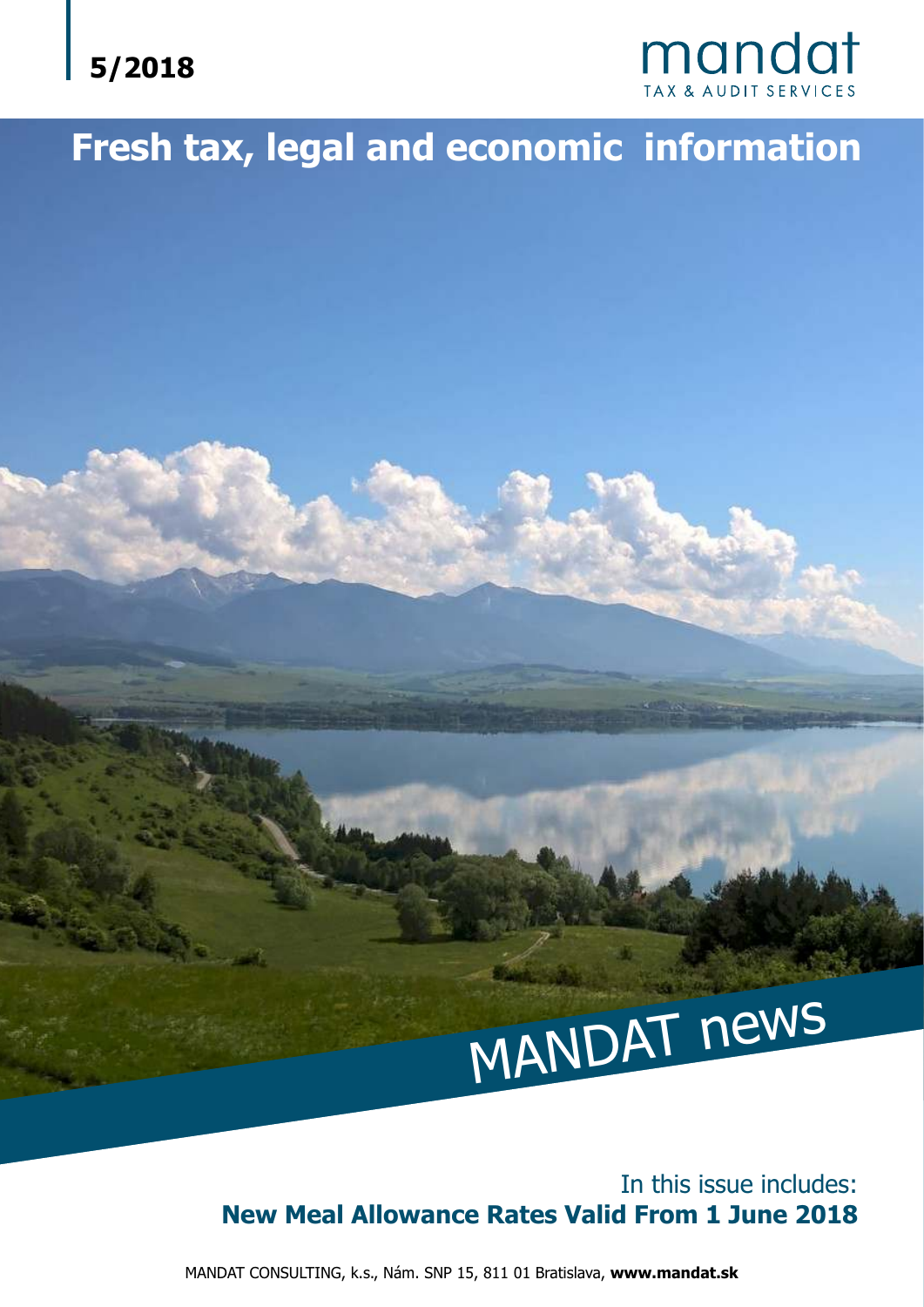5/2018

mandat
TAX & AUDIT SERVICES

# Fresh tax, legal and economic information

MANDAT news

In this issue includes:
**New Meal Allowance Rates Valid From 1 June 2018**

MANDAT CONSULTING, k.s., Nám. SNP 15, 811 01 Bratislava, **www.mandat.sk**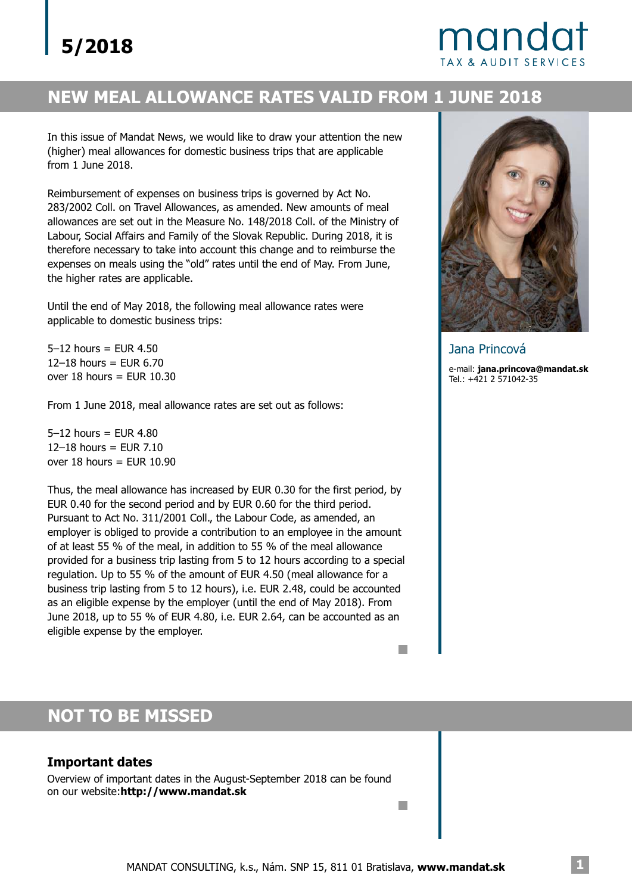5/2018

# NEW MEAL ALLOWANCE RATES VALID FROM 1 JUNE 2018

In this issue of Mandat News, we would like to draw your attention the new (higher) meal allowances for domestic business trips that are applicable from 1 June 2018.

Reimbursement of expenses on business trips is governed by Act No. 283/2002 Coll. on Travel Allowances, as amended. New amounts of meal allowances are set out in the Measure No. 148/2018 Coll. of the Ministry of Labour, Social Affairs and Family of the Slovak Republic. During 2018, it is therefore necessary to take into account this change and to reimburse the expenses on meals using the "old" rates until the end of May. From June, the higher rates are applicable.

Until the end of May 2018, the following meal allowance rates were applicable to domestic business trips:

5–12 hours = EUR 4.50
12–18 hours = EUR 6.70
over 18 hours = EUR 10.30

From 1 June 2018, meal allowance rates are set out as follows:

5–12 hours = EUR 4.80
12–18 hours = EUR 7.10
over 18 hours = EUR 10.90

Thus, the meal allowance has increased by EUR 0.30 for the first period, by EUR 0.40 for the second period and by EUR 0.60 for the third period. Pursuant to Act No. 311/2001 Coll., the Labour Code, as amended, an employer is obliged to provide a contribution to an employee in the amount of at least 55 % of the meal, in addition to 55 % of the meal allowance provided for a business trip lasting from 5 to 12 hours according to a special regulation. Up to 55 % of the amount of EUR 4.50 (meal allowance for a business trip lasting from 5 to 12 hours), i.e. EUR 2.48, could be accounted as an eligible expense by the employer (until the end of May 2018). From June 2018, up to 55 % of EUR 4.80, i.e. EUR 2.64, can be accounted as an eligible expense by the employer.

Jana Princová

e-mail: **jana.princova@mandat.sk**
Tel.: +421 2 571042-35

# NOT TO BE MISSED

### Important dates

Overview of important dates in the August-September 2018 can be found on our website:**http://www.mandat.sk**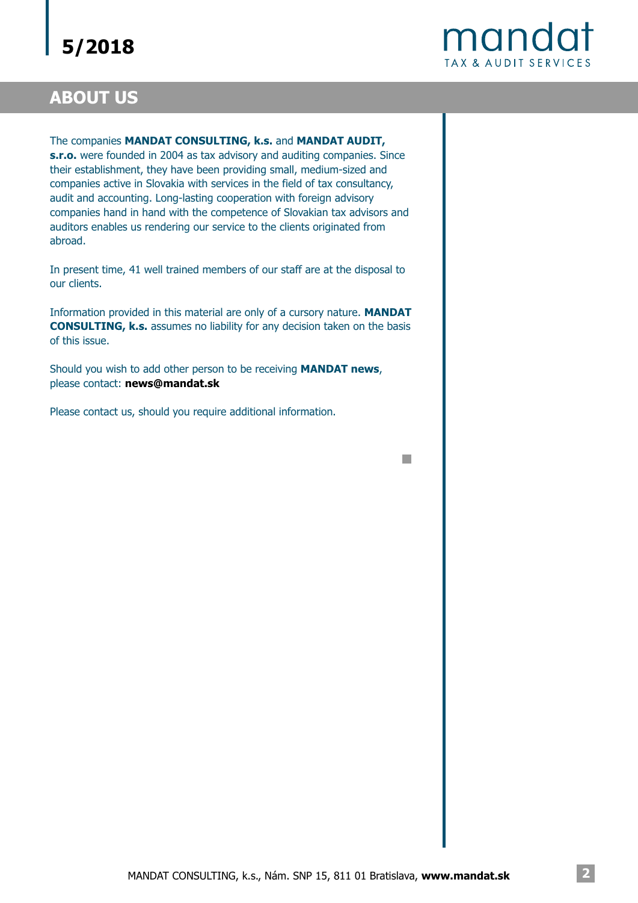## ABOUT US

The companies **MANDAT CONSULTING, k.s.** and **MANDAT AUDIT, s.r.o.** were founded in 2004 as tax advisory and auditing companies. Since their establishment, they have been providing small, medium-sized and companies active in Slovakia with services in the field of tax consultancy, audit and accounting. Long-lasting cooperation with foreign advisory companies hand in hand with the competence of Slovakian tax advisors and auditors enables us rendering our service to the clients originated from abroad.

In present time, 41 well trained members of our staff are at the disposal to our clients.

Information provided in this material are only of a cursory nature. **MANDAT CONSULTING, k.s.** assumes no liability for any decision taken on the basis of this issue.

Should you wish to add other person to be receiving **MANDAT news**, please contact: **news@mandat.sk**

Please contact us, should you require additional information.